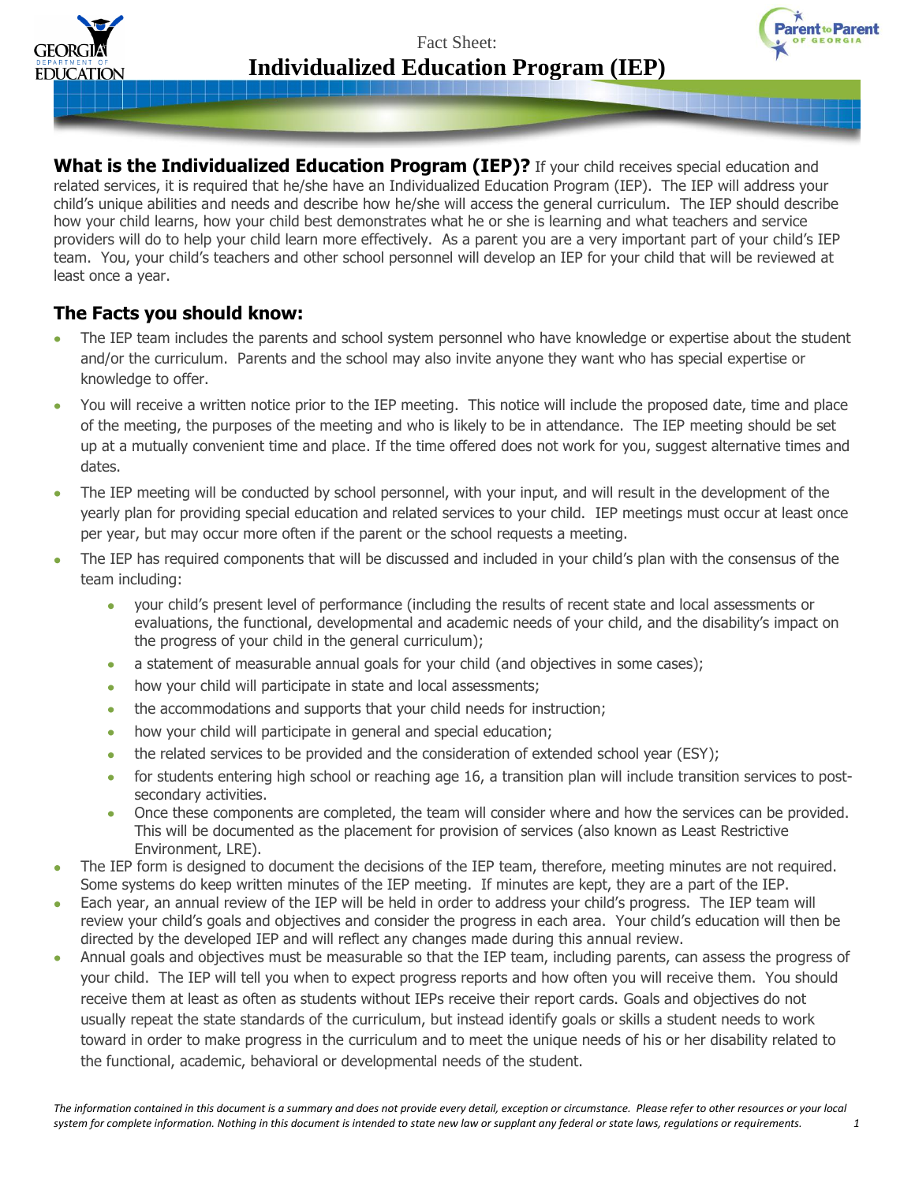Fact Sheet:

# Individualized Education Program (IEP)

**What is the Individualized Education Program (IEP)?** If your child receives special education and related services, it is required that he/she have an Individualized Education Program (IEP). The IEP will address your child's unique abilities and needs and describe how he/she will access the general curriculum. The IEP should describe how your child learns, how your child best demonstrates what he or she is learning and what teachers and service providers will do to help your child learn more effectively. As a parent you are a very important part of your child's IEP team. You, your child's teachers and other school personnel will develop an IEP for your child that will be reviewed at least once a year.

## The Facts you should know:

- The IEP team includes the parents and school system personnel who have knowledge or expertise about the student and/or the curriculum. Parents and the school may also invite anyone they want who has special expertise or knowledge to offer.
- You will receive a written notice prior to the IEP meeting. This notice will include the proposed date, time and place of the meeting, the purposes of the meeting and who is likely to be in attendance. The IEP meeting should be set up at a mutually convenient time and place. If the time offered does not work for you, suggest alternative times and dates.
- The IEP meeting will be conducted by school personnel, with your input, and will result in the development of the yearly plan for providing special education and related services to your child. IEP meetings must occur at least once per year, but may occur more often if the parent or the school requests a meeting.
- The IEP has required components that will be discussed and included in your child's plan with the consensus of the team including:
  - your child's present level of performance (including the results of recent state and local assessments or evaluations, the functional, developmental and academic needs of your child, and the disability's impact on the progress of your child in the general curriculum);
  - a statement of measurable annual goals for your child (and objectives in some cases);
  - how your child will participate in state and local assessments;
  - the accommodations and supports that your child needs for instruction;
  - how your child will participate in general and special education;
  - the related services to be provided and the consideration of extended school year (ESY);
  - for students entering high school or reaching age 16, a transition plan will include transition services to post-secondary activities.
  - Once these components are completed, the team will consider where and how the services can be provided. This will be documented as the placement for provision of services (also known as Least Restrictive Environment, LRE).
- The IEP form is designed to document the decisions of the IEP team, therefore, meeting minutes are not required. Some systems do keep written minutes of the IEP meeting. If minutes are kept, they are a part of the IEP.
- Each year, an annual review of the IEP will be held in order to address your child's progress. The IEP team will review your child's goals and objectives and consider the progress in each area. Your child's education will then be directed by the developed IEP and will reflect any changes made during this annual review.
- Annual goals and objectives must be measurable so that the IEP team, including parents, can assess the progress of your child. The IEP will tell you when to expect progress reports and how often you will receive them. You should receive them at least as often as students without IEPs receive their report cards. Goals and objectives do not usually repeat the state standards of the curriculum, but instead identify goals or skills a student needs to work toward in order to make progress in the curriculum and to meet the unique needs of his or her disability related to the functional, academic, behavioral or developmental needs of the student.

*The information contained in this document is a summary and does not provide every detail, exception or circumstance. Please refer to other resources or your local system for complete information. Nothing in this document is intended to state new law or supplant any federal or state laws, regulations or requirements.*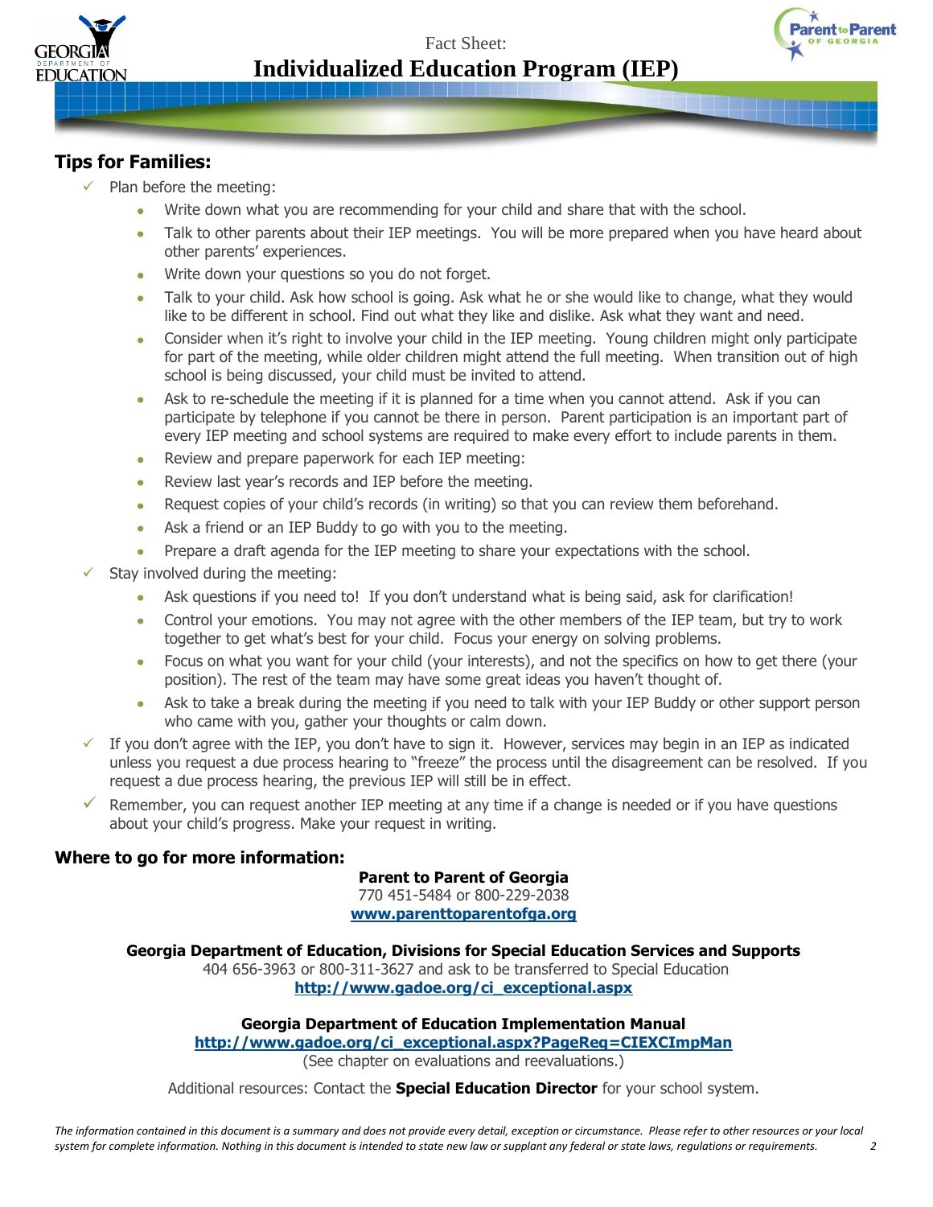Fact Sheet:

# Individualized Education Program (IEP)

## Tips for Families:

- Plan before the meeting:
  - Write down what you are recommending for your child and share that with the school.
  - Talk to other parents about their IEP meetings. You will be more prepared when you have heard about other parents' experiences.
  - Write down your questions so you do not forget.
  - Talk to your child. Ask how school is going. Ask what he or she would like to change, what they would like to be different in school. Find out what they like and dislike. Ask what they want and need.
  - Consider when it's right to involve your child in the IEP meeting. Young children might only participate for part of the meeting, while older children might attend the full meeting. When transition out of high school is being discussed, your child must be invited to attend.
  - Ask to re-schedule the meeting if it is planned for a time when you cannot attend. Ask if you can participate by telephone if you cannot be there in person. Parent participation is an important part of every IEP meeting and school systems are required to make every effort to include parents in them.
  - Review and prepare paperwork for each IEP meeting:
  - Review last year's records and IEP before the meeting.
  - Request copies of your child's records (in writing) so that you can review them beforehand.
  - Ask a friend or an IEP Buddy to go with you to the meeting.
  - Prepare a draft agenda for the IEP meeting to share your expectations with the school.
- Stay involved during the meeting:
  - Ask questions if you need to! If you don't understand what is being said, ask for clarification!
  - Control your emotions. You may not agree with the other members of the IEP team, but try to work together to get what's best for your child. Focus your energy on solving problems.
  - Focus on what you want for your child (your interests), and not the specifics on how to get there (your position). The rest of the team may have some great ideas you haven't thought of.
  - Ask to take a break during the meeting if you need to talk with your IEP Buddy or other support person who came with you, gather your thoughts or calm down.
- If you don't agree with the IEP, you don't have to sign it. However, services may begin in an IEP as indicated unless you request a due process hearing to "freeze" the process until the disagreement can be resolved. If you request a due process hearing, the previous IEP will still be in effect.
- Remember, you can request another IEP meeting at any time if a change is needed or if you have questions about your child's progress. Make your request in writing.

## Where to go for more information:

**Parent to Parent of Georgia**
770 451-5484 or 800-229-2038
**www.parenttoparentofga.org**

**Georgia Department of Education, Divisions for Special Education Services and Supports**
404 656-3963 or 800-311-3627 and ask to be transferred to Special Education
**http://www.gadoe.org/ci_exceptional.aspx**

**Georgia Department of Education Implementation Manual**
**http://www.gadoe.org/ci_exceptional.aspx?PageReq=CIEXCImpMan**
(See chapter on evaluations and reevaluations.)

Additional resources: Contact the **Special Education Director** for your school system.

*The information contained in this document is a summary and does not provide every detail, exception or circumstance. Please refer to other resources or your local system for complete information. Nothing in this document is intended to state new law or supplant any federal or state laws, regulations or requirements.*